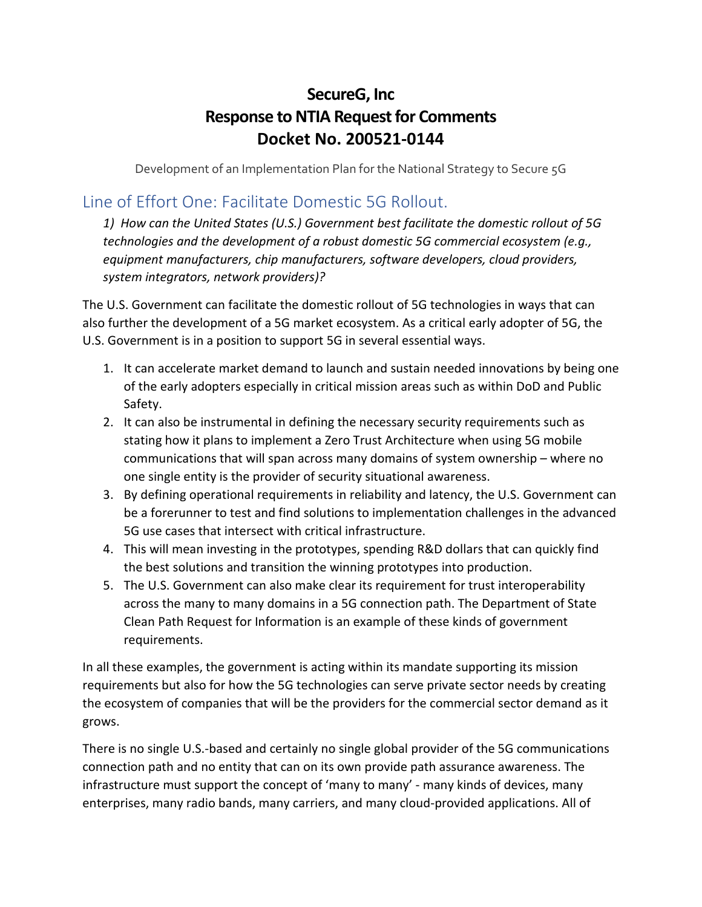# SecureG, Inc
# Response to NTIA Request for Comments
# Docket No. 200521-0144

Development of an Implementation Plan for the National Strategy to Secure 5G

## Line of Effort One: Facilitate Domestic 5G Rollout.

*1) How can the United States (U.S.) Government best facilitate the domestic rollout of 5G technologies and the development of a robust domestic 5G commercial ecosystem (e.g., equipment manufacturers, chip manufacturers, software developers, cloud providers, system integrators, network providers)?*

The U.S. Government can facilitate the domestic rollout of 5G technologies in ways that can also further the development of a 5G market ecosystem. As a critical early adopter of 5G, the U.S. Government is in a position to support 5G in several essential ways.

1. It can accelerate market demand to launch and sustain needed innovations by being one of the early adopters especially in critical mission areas such as within DoD and Public Safety.
2. It can also be instrumental in defining the necessary security requirements such as stating how it plans to implement a Zero Trust Architecture when using 5G mobile communications that will span across many domains of system ownership – where no one single entity is the provider of security situational awareness.
3. By defining operational requirements in reliability and latency, the U.S. Government can be a forerunner to test and find solutions to implementation challenges in the advanced 5G use cases that intersect with critical infrastructure.
4. This will mean investing in the prototypes, spending R&D dollars that can quickly find the best solutions and transition the winning prototypes into production.
5. The U.S. Government can also make clear its requirement for trust interoperability across the many to many domains in a 5G connection path. The Department of State Clean Path Request for Information is an example of these kinds of government requirements.

In all these examples, the government is acting within its mandate supporting its mission requirements but also for how the 5G technologies can serve private sector needs by creating the ecosystem of companies that will be the providers for the commercial sector demand as it grows.

There is no single U.S.-based and certainly no single global provider of the 5G communications connection path and no entity that can on its own provide path assurance awareness. The infrastructure must support the concept of 'many to many' - many kinds of devices, many enterprises, many radio bands, many carriers, and many cloud-provided applications. All of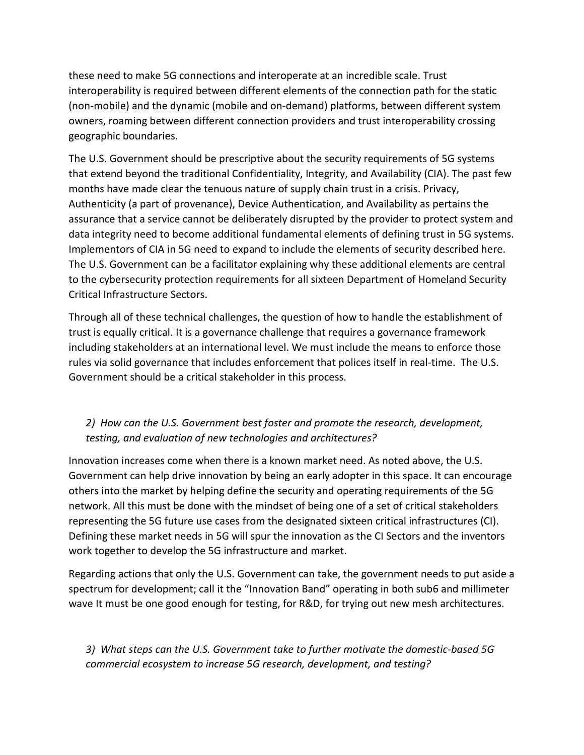these need to make 5G connections and interoperate at an incredible scale. Trust interoperability is required between different elements of the connection path for the static (non-mobile) and the dynamic (mobile and on-demand) platforms, between different system owners, roaming between different connection providers and trust interoperability crossing geographic boundaries.

The U.S. Government should be prescriptive about the security requirements of 5G systems that extend beyond the traditional Confidentiality, Integrity, and Availability (CIA). The past few months have made clear the tenuous nature of supply chain trust in a crisis. Privacy, Authenticity (a part of provenance), Device Authentication, and Availability as pertains the assurance that a service cannot be deliberately disrupted by the provider to protect system and data integrity need to become additional fundamental elements of defining trust in 5G systems. Implementors of CIA in 5G need to expand to include the elements of security described here. The U.S. Government can be a facilitator explaining why these additional elements are central to the cybersecurity protection requirements for all sixteen Department of Homeland Security Critical Infrastructure Sectors.

Through all of these technical challenges, the question of how to handle the establishment of trust is equally critical. It is a governance challenge that requires a governance framework including stakeholders at an international level. We must include the means to enforce those rules via solid governance that includes enforcement that polices itself in real-time. The U.S. Government should be a critical stakeholder in this process.

*2) How can the U.S. Government best foster and promote the research, development, testing, and evaluation of new technologies and architectures?*

Innovation increases come when there is a known market need. As noted above, the U.S. Government can help drive innovation by being an early adopter in this space. It can encourage others into the market by helping define the security and operating requirements of the 5G network. All this must be done with the mindset of being one of a set of critical stakeholders representing the 5G future use cases from the designated sixteen critical infrastructures (CI). Defining these market needs in 5G will spur the innovation as the CI Sectors and the inventors work together to develop the 5G infrastructure and market.

Regarding actions that only the U.S. Government can take, the government needs to put aside a spectrum for development; call it the "Innovation Band" operating in both sub6 and millimeter wave It must be one good enough for testing, for R&D, for trying out new mesh architectures.

*3) What steps can the U.S. Government take to further motivate the domestic-based 5G commercial ecosystem to increase 5G research, development, and testing?*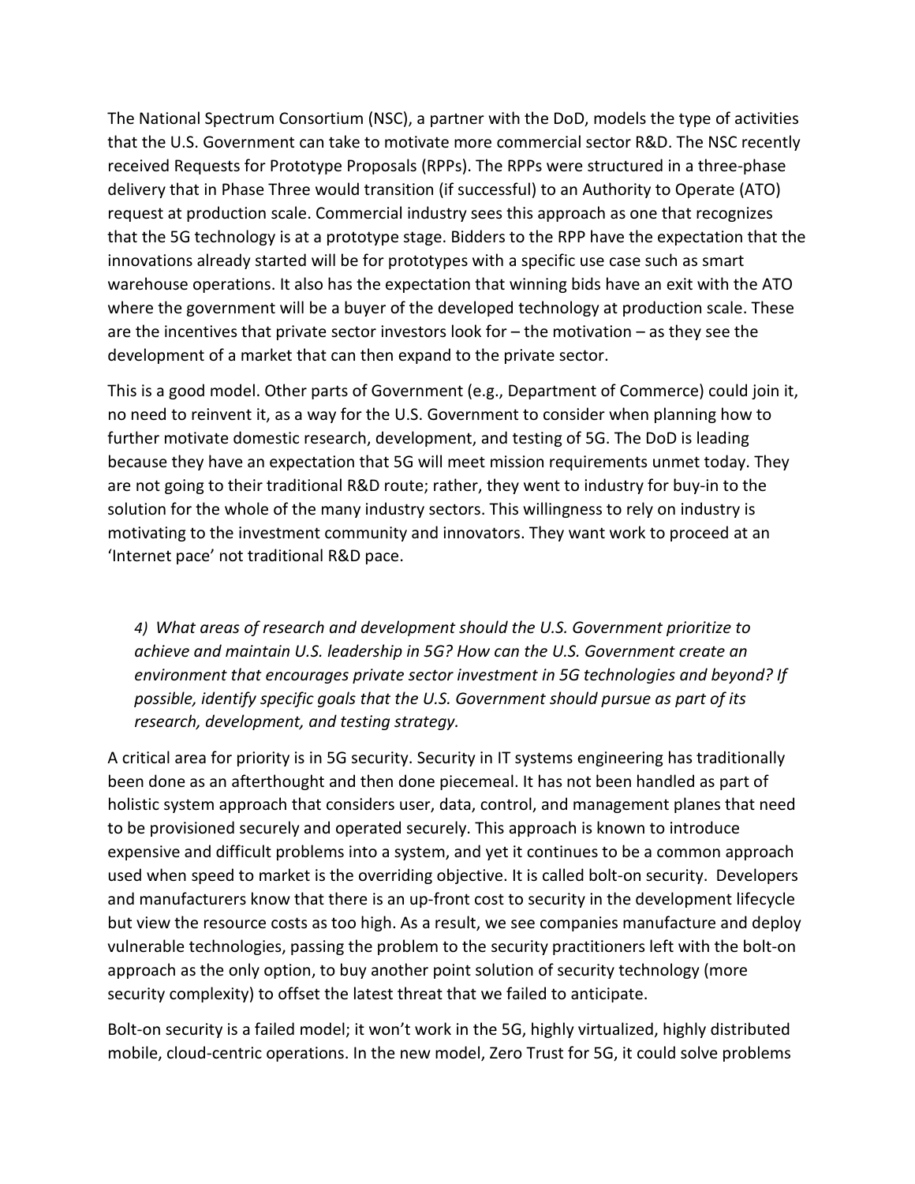The National Spectrum Consortium (NSC), a partner with the DoD, models the type of activities that the U.S. Government can take to motivate more commercial sector R&D. The NSC recently received Requests for Prototype Proposals (RPPs). The RPPs were structured in a three-phase delivery that in Phase Three would transition (if successful) to an Authority to Operate (ATO) request at production scale. Commercial industry sees this approach as one that recognizes that the 5G technology is at a prototype stage. Bidders to the RPP have the expectation that the innovations already started will be for prototypes with a specific use case such as smart warehouse operations. It also has the expectation that winning bids have an exit with the ATO where the government will be a buyer of the developed technology at production scale. These are the incentives that private sector investors look for – the motivation – as they see the development of a market that can then expand to the private sector.

This is a good model. Other parts of Government (e.g., Department of Commerce) could join it, no need to reinvent it, as a way for the U.S. Government to consider when planning how to further motivate domestic research, development, and testing of 5G. The DoD is leading because they have an expectation that 5G will meet mission requirements unmet today. They are not going to their traditional R&D route; rather, they went to industry for buy-in to the solution for the whole of the many industry sectors. This willingness to rely on industry is motivating to the investment community and innovators. They want work to proceed at an 'Internet pace' not traditional R&D pace.

> *4) What areas of research and development should the U.S. Government prioritize to achieve and maintain U.S. leadership in 5G? How can the U.S. Government create an environment that encourages private sector investment in 5G technologies and beyond? If possible, identify specific goals that the U.S. Government should pursue as part of its research, development, and testing strategy.*

A critical area for priority is in 5G security. Security in IT systems engineering has traditionally been done as an afterthought and then done piecemeal. It has not been handled as part of holistic system approach that considers user, data, control, and management planes that need to be provisioned securely and operated securely. This approach is known to introduce expensive and difficult problems into a system, and yet it continues to be a common approach used when speed to market is the overriding objective. It is called bolt-on security. Developers and manufacturers know that there is an up-front cost to security in the development lifecycle but view the resource costs as too high. As a result, we see companies manufacture and deploy vulnerable technologies, passing the problem to the security practitioners left with the bolt-on approach as the only option, to buy another point solution of security technology (more security complexity) to offset the latest threat that we failed to anticipate.

Bolt-on security is a failed model; it won't work in the 5G, highly virtualized, highly distributed mobile, cloud-centric operations. In the new model, Zero Trust for 5G, it could solve problems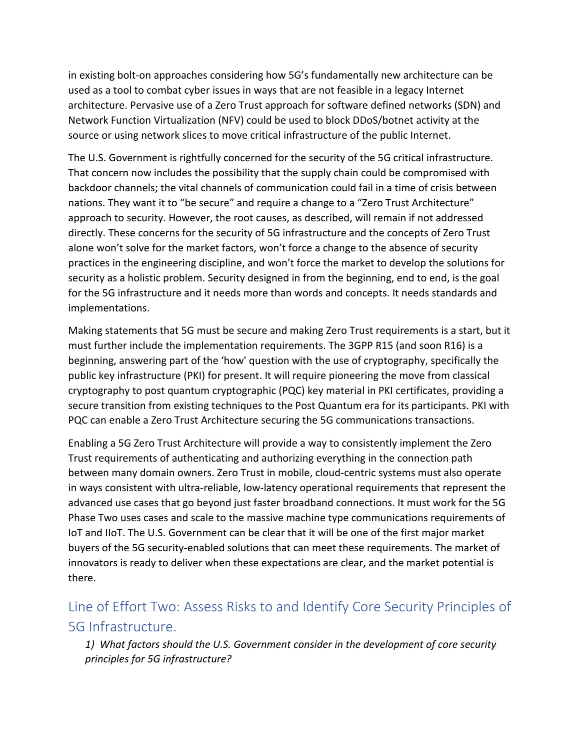in existing bolt-on approaches considering how 5G's fundamentally new architecture can be used as a tool to combat cyber issues in ways that are not feasible in a legacy Internet architecture. Pervasive use of a Zero Trust approach for software defined networks (SDN) and Network Function Virtualization (NFV) could be used to block DDoS/botnet activity at the source or using network slices to move critical infrastructure of the public Internet.

The U.S. Government is rightfully concerned for the security of the 5G critical infrastructure. That concern now includes the possibility that the supply chain could be compromised with backdoor channels; the vital channels of communication could fail in a time of crisis between nations. They want it to "be secure" and require a change to a "Zero Trust Architecture" approach to security. However, the root causes, as described, will remain if not addressed directly. These concerns for the security of 5G infrastructure and the concepts of Zero Trust alone won't solve for the market factors, won't force a change to the absence of security practices in the engineering discipline, and won't force the market to develop the solutions for security as a holistic problem. Security designed in from the beginning, end to end, is the goal for the 5G infrastructure and it needs more than words and concepts. It needs standards and implementations.

Making statements that 5G must be secure and making Zero Trust requirements is a start, but it must further include the implementation requirements. The 3GPP R15 (and soon R16) is a beginning, answering part of the 'how' question with the use of cryptography, specifically the public key infrastructure (PKI) for present. It will require pioneering the move from classical cryptography to post quantum cryptographic (PQC) key material in PKI certificates, providing a secure transition from existing techniques to the Post Quantum era for its participants. PKI with PQC can enable a Zero Trust Architecture securing the 5G communications transactions.

Enabling a 5G Zero Trust Architecture will provide a way to consistently implement the Zero Trust requirements of authenticating and authorizing everything in the connection path between many domain owners. Zero Trust in mobile, cloud-centric systems must also operate in ways consistent with ultra-reliable, low-latency operational requirements that represent the advanced use cases that go beyond just faster broadband connections. It must work for the 5G Phase Two uses cases and scale to the massive machine type communications requirements of IoT and IIoT. The U.S. Government can be clear that it will be one of the first major market buyers of the 5G security-enabled solutions that can meet these requirements. The market of innovators is ready to deliver when these expectations are clear, and the market potential is there.

## Line of Effort Two: Assess Risks to and Identify Core Security Principles of 5G Infrastructure.

*1) What factors should the U.S. Government consider in the development of core security principles for 5G infrastructure?*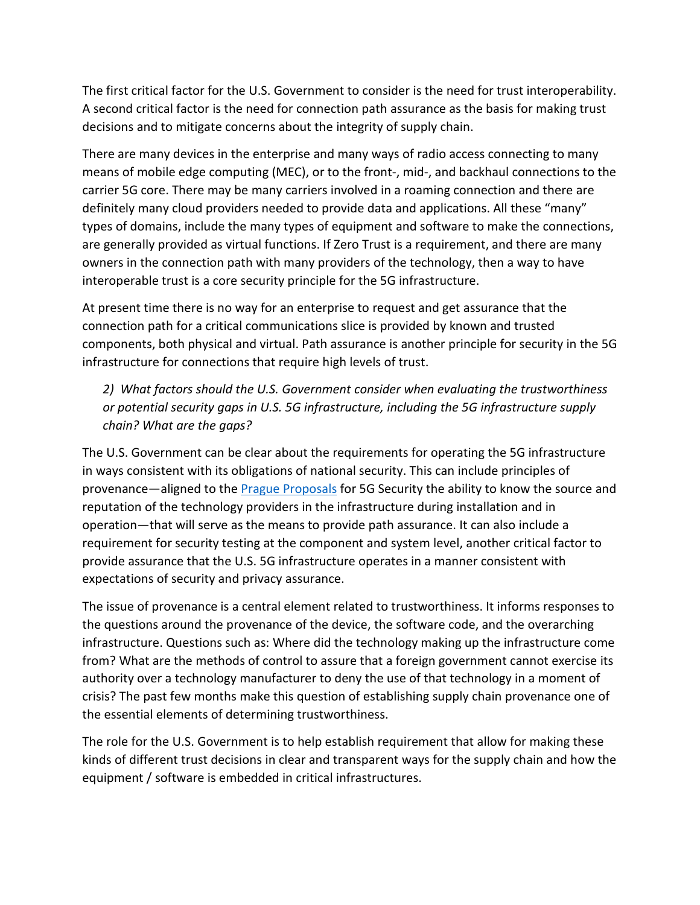The first critical factor for the U.S. Government to consider is the need for trust interoperability. A second critical factor is the need for connection path assurance as the basis for making trust decisions and to mitigate concerns about the integrity of supply chain.

There are many devices in the enterprise and many ways of radio access connecting to many means of mobile edge computing (MEC), or to the front-, mid-, and backhaul connections to the carrier 5G core. There may be many carriers involved in a roaming connection and there are definitely many cloud providers needed to provide data and applications. All these "many" types of domains, include the many types of equipment and software to make the connections, are generally provided as virtual functions. If Zero Trust is a requirement, and there are many owners in the connection path with many providers of the technology, then a way to have interoperable trust is a core security principle for the 5G infrastructure.

At present time there is no way for an enterprise to request and get assurance that the connection path for a critical communications slice is provided by known and trusted components, both physical and virtual. Path assurance is another principle for security in the 5G infrastructure for connections that require high levels of trust.

> *2) What factors should the U.S. Government consider when evaluating the trustworthiness or potential security gaps in U.S. 5G infrastructure, including the 5G infrastructure supply chain? What are the gaps?*

The U.S. Government can be clear about the requirements for operating the 5G infrastructure in ways consistent with its obligations of national security. This can include principles of provenance—aligned to the Prague Proposals for 5G Security the ability to know the source and reputation of the technology providers in the infrastructure during installation and in operation—that will serve as the means to provide path assurance. It can also include a requirement for security testing at the component and system level, another critical factor to provide assurance that the U.S. 5G infrastructure operates in a manner consistent with expectations of security and privacy assurance.

The issue of provenance is a central element related to trustworthiness. It informs responses to the questions around the provenance of the device, the software code, and the overarching infrastructure. Questions such as: Where did the technology making up the infrastructure come from? What are the methods of control to assure that a foreign government cannot exercise its authority over a technology manufacturer to deny the use of that technology in a moment of crisis? The past few months make this question of establishing supply chain provenance one of the essential elements of determining trustworthiness.

The role for the U.S. Government is to help establish requirement that allow for making these kinds of different trust decisions in clear and transparent ways for the supply chain and how the equipment / software is embedded in critical infrastructures.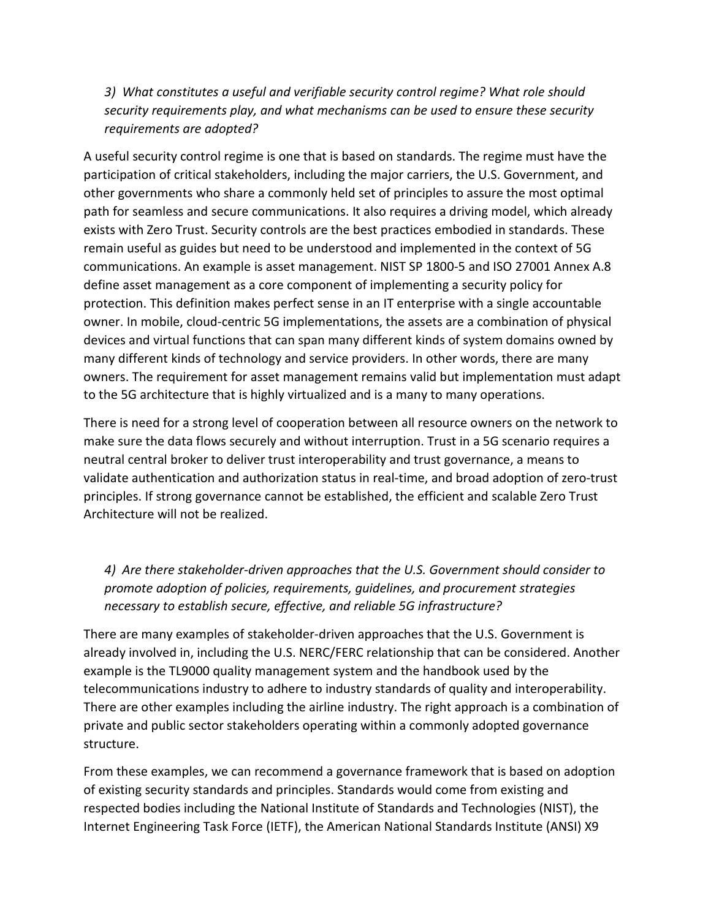*3) What constitutes a useful and verifiable security control regime? What role should security requirements play, and what mechanisms can be used to ensure these security requirements are adopted?*

A useful security control regime is one that is based on standards. The regime must have the participation of critical stakeholders, including the major carriers, the U.S. Government, and other governments who share a commonly held set of principles to assure the most optimal path for seamless and secure communications. It also requires a driving model, which already exists with Zero Trust. Security controls are the best practices embodied in standards. These remain useful as guides but need to be understood and implemented in the context of 5G communications. An example is asset management. NIST SP 1800-5 and ISO 27001 Annex A.8 define asset management as a core component of implementing a security policy for protection. This definition makes perfect sense in an IT enterprise with a single accountable owner. In mobile, cloud-centric 5G implementations, the assets are a combination of physical devices and virtual functions that can span many different kinds of system domains owned by many different kinds of technology and service providers. In other words, there are many owners. The requirement for asset management remains valid but implementation must adapt to the 5G architecture that is highly virtualized and is a many to many operations.

There is need for a strong level of cooperation between all resource owners on the network to make sure the data flows securely and without interruption. Trust in a 5G scenario requires a neutral central broker to deliver trust interoperability and trust governance, a means to validate authentication and authorization status in real-time, and broad adoption of zero-trust principles. If strong governance cannot be established, the efficient and scalable Zero Trust Architecture will not be realized.

*4) Are there stakeholder-driven approaches that the U.S. Government should consider to promote adoption of policies, requirements, guidelines, and procurement strategies necessary to establish secure, effective, and reliable 5G infrastructure?*

There are many examples of stakeholder-driven approaches that the U.S. Government is already involved in, including the U.S. NERC/FERC relationship that can be considered. Another example is the TL9000 quality management system and the handbook used by the telecommunications industry to adhere to industry standards of quality and interoperability. There are other examples including the airline industry. The right approach is a combination of private and public sector stakeholders operating within a commonly adopted governance structure.

From these examples, we can recommend a governance framework that is based on adoption of existing security standards and principles. Standards would come from existing and respected bodies including the National Institute of Standards and Technologies (NIST), the Internet Engineering Task Force (IETF), the American National Standards Institute (ANSI) X9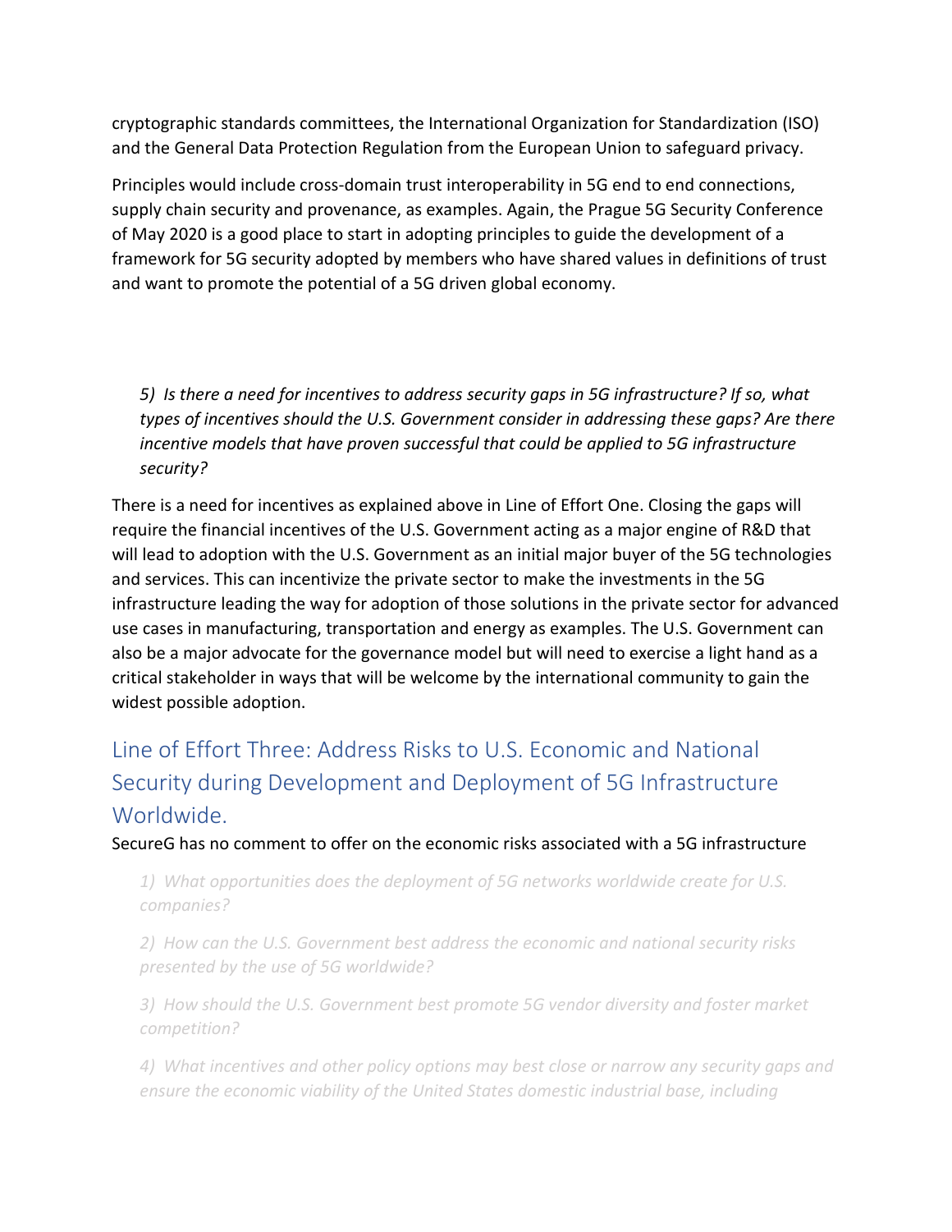cryptographic standards committees, the International Organization for Standardization (ISO) and the General Data Protection Regulation from the European Union to safeguard privacy.

Principles would include cross-domain trust interoperability in 5G end to end connections, supply chain security and provenance, as examples. Again, the Prague 5G Security Conference of May 2020 is a good place to start in adopting principles to guide the development of a framework for 5G security adopted by members who have shared values in definitions of trust and want to promote the potential of a 5G driven global economy.

> *5) Is there a need for incentives to address security gaps in 5G infrastructure? If so, what types of incentives should the U.S. Government consider in addressing these gaps? Are there incentive models that have proven successful that could be applied to 5G infrastructure security?*

There is a need for incentives as explained above in Line of Effort One. Closing the gaps will require the financial incentives of the U.S. Government acting as a major engine of R&D that will lead to adoption with the U.S. Government as an initial major buyer of the 5G technologies and services. This can incentivize the private sector to make the investments in the 5G infrastructure leading the way for adoption of those solutions in the private sector for advanced use cases in manufacturing, transportation and energy as examples. The U.S. Government can also be a major advocate for the governance model but will need to exercise a light hand as a critical stakeholder in ways that will be welcome by the international community to gain the widest possible adoption.

## Line of Effort Three: Address Risks to U.S. Economic and National Security during Development and Deployment of 5G Infrastructure Worldwide.

SecureG has no comment to offer on the economic risks associated with a 5G infrastructure

> *1) What opportunities does the deployment of 5G networks worldwide create for U.S. companies?*
>
> *2) How can the U.S. Government best address the economic and national security risks presented by the use of 5G worldwide?*
>
> *3) How should the U.S. Government best promote 5G vendor diversity and foster market competition?*
>
> *4) What incentives and other policy options may best close or narrow any security gaps and ensure the economic viability of the United States domestic industrial base, including*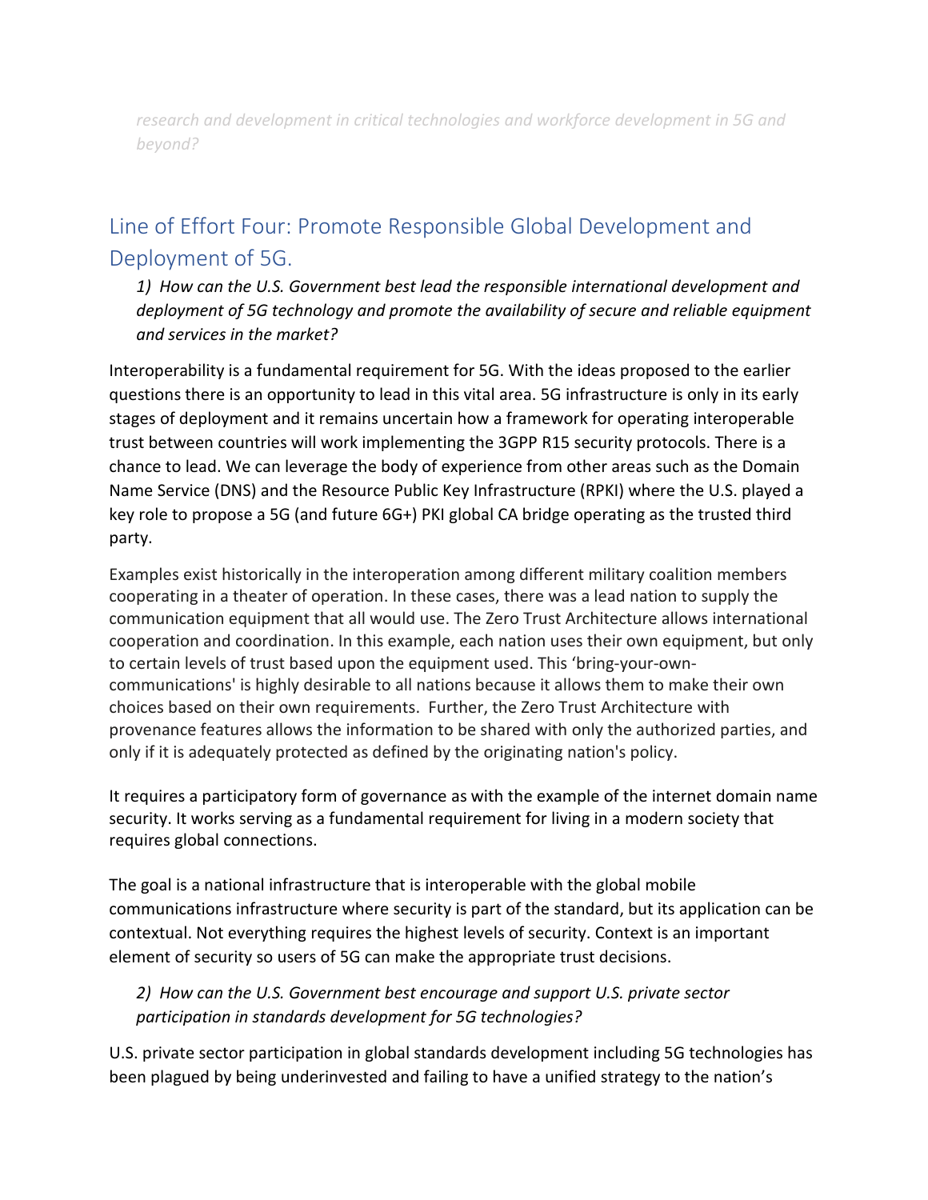*research and development in critical technologies and workforce development in 5G and beyond?*

## Line of Effort Four: Promote Responsible Global Development and Deployment of 5G.

*1) How can the U.S. Government best lead the responsible international development and deployment of 5G technology and promote the availability of secure and reliable equipment and services in the market?*

Interoperability is a fundamental requirement for 5G. With the ideas proposed to the earlier questions there is an opportunity to lead in this vital area. 5G infrastructure is only in its early stages of deployment and it remains uncertain how a framework for operating interoperable trust between countries will work implementing the 3GPP R15 security protocols. There is a chance to lead. We can leverage the body of experience from other areas such as the Domain Name Service (DNS) and the Resource Public Key Infrastructure (RPKI) where the U.S. played a key role to propose a 5G (and future 6G+) PKI global CA bridge operating as the trusted third party.

Examples exist historically in the interoperation among different military coalition members cooperating in a theater of operation. In these cases, there was a lead nation to supply the communication equipment that all would use. The Zero Trust Architecture allows international cooperation and coordination. In this example, each nation uses their own equipment, but only to certain levels of trust based upon the equipment used. This 'bring-your-own-communications' is highly desirable to all nations because it allows them to make their own choices based on their own requirements. Further, the Zero Trust Architecture with provenance features allows the information to be shared with only the authorized parties, and only if it is adequately protected as defined by the originating nation's policy.

It requires a participatory form of governance as with the example of the internet domain name security. It works serving as a fundamental requirement for living in a modern society that requires global connections.

The goal is a national infrastructure that is interoperable with the global mobile communications infrastructure where security is part of the standard, but its application can be contextual. Not everything requires the highest levels of security. Context is an important element of security so users of 5G can make the appropriate trust decisions.

*2) How can the U.S. Government best encourage and support U.S. private sector participation in standards development for 5G technologies?*

U.S. private sector participation in global standards development including 5G technologies has been plagued by being underinvested and failing to have a unified strategy to the nation's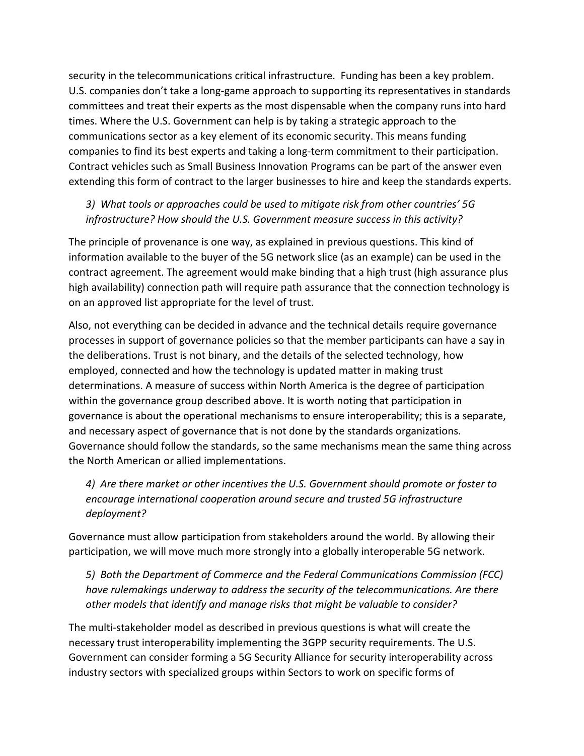security in the telecommunications critical infrastructure. Funding has been a key problem. U.S. companies don't take a long-game approach to supporting its representatives in standards committees and treat their experts as the most dispensable when the company runs into hard times. Where the U.S. Government can help is by taking a strategic approach to the communications sector as a key element of its economic security. This means funding companies to find its best experts and taking a long-term commitment to their participation. Contract vehicles such as Small Business Innovation Programs can be part of the answer even extending this form of contract to the larger businesses to hire and keep the standards experts.

*3) What tools or approaches could be used to mitigate risk from other countries' 5G infrastructure? How should the U.S. Government measure success in this activity?*

The principle of provenance is one way, as explained in previous questions. This kind of information available to the buyer of the 5G network slice (as an example) can be used in the contract agreement. The agreement would make binding that a high trust (high assurance plus high availability) connection path will require path assurance that the connection technology is on an approved list appropriate for the level of trust.

Also, not everything can be decided in advance and the technical details require governance processes in support of governance policies so that the member participants can have a say in the deliberations. Trust is not binary, and the details of the selected technology, how employed, connected and how the technology is updated matter in making trust determinations. A measure of success within North America is the degree of participation within the governance group described above. It is worth noting that participation in governance is about the operational mechanisms to ensure interoperability; this is a separate, and necessary aspect of governance that is not done by the standards organizations. Governance should follow the standards, so the same mechanisms mean the same thing across the North American or allied implementations.

*4) Are there market or other incentives the U.S. Government should promote or foster to encourage international cooperation around secure and trusted 5G infrastructure deployment?*

Governance must allow participation from stakeholders around the world. By allowing their participation, we will move much more strongly into a globally interoperable 5G network.

*5) Both the Department of Commerce and the Federal Communications Commission (FCC) have rulemakings underway to address the security of the telecommunications. Are there other models that identify and manage risks that might be valuable to consider?*

The multi-stakeholder model as described in previous questions is what will create the necessary trust interoperability implementing the 3GPP security requirements. The U.S. Government can consider forming a 5G Security Alliance for security interoperability across industry sectors with specialized groups within Sectors to work on specific forms of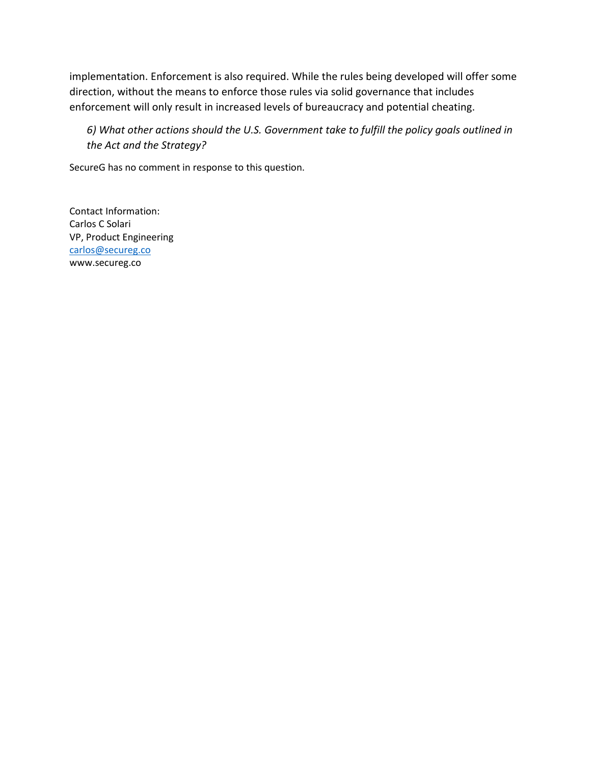implementation. Enforcement is also required. While the rules being developed will offer some direction, without the means to enforce those rules via solid governance that includes enforcement will only result in increased levels of bureaucracy and potential cheating.

*6) What other actions should the U.S. Government take to fulfill the policy goals outlined in the Act and the Strategy?*

SecureG has no comment in response to this question.

Contact Information:
Carlos C Solari
VP, Product Engineering
carlos@secureg.co
www.secureg.co